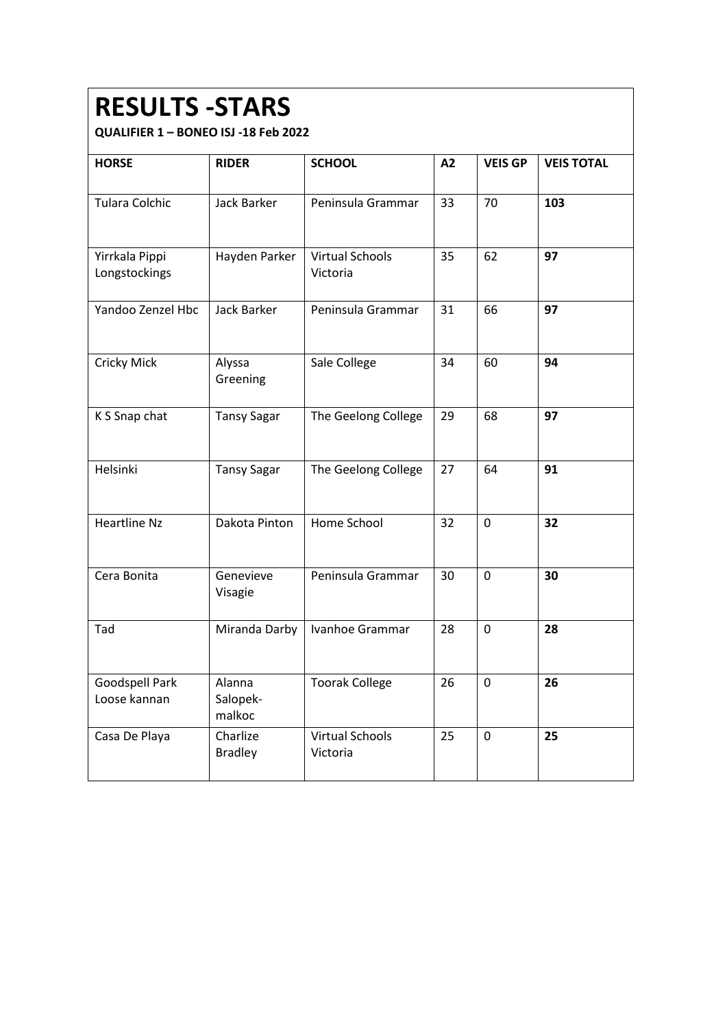# RESULTS -STARS

**QUALIFIER 1 – BONEO ISJ -18 Feb 2022**

| HORSE | RIDER | SCHOOL | A2 | VEIS GP | VEIS TOTAL |
|---|---|---|---|---|---|
| Tulara Colchic | Jack Barker | Peninsula Grammar | 33 | 70 | **103** |
| Yirrkala Pippi Longstockings | Hayden Parker | Virtual Schools Victoria | 35 | 62 | **97** |
| Yandoo Zenzel Hbc | Jack Barker | Peninsula Grammar | 31 | 66 | **97** |
| Cricky Mick | Alyssa Greening | Sale College | 34 | 60 | **94** |
| K S Snap chat | Tansy Sagar | The Geelong College | 29 | 68 | **97** |
| Helsinki | Tansy Sagar | The Geelong College | 27 | 64 | **91** |
| Heartline Nz | Dakota Pinton | Home School | 32 | 0 | **32** |
| Cera Bonita | Genevieve Visagie | Peninsula Grammar | 30 | 0 | **30** |
| Tad | Miranda Darby | Ivanhoe Grammar | 28 | 0 | **28** |
| Goodspell Park Loose kannan | Alanna Salopek-malkoc | Toorak College | 26 | 0 | **26** |
| Casa De Playa | Charlize Bradley | Virtual Schools Victoria | 25 | 0 | **25** |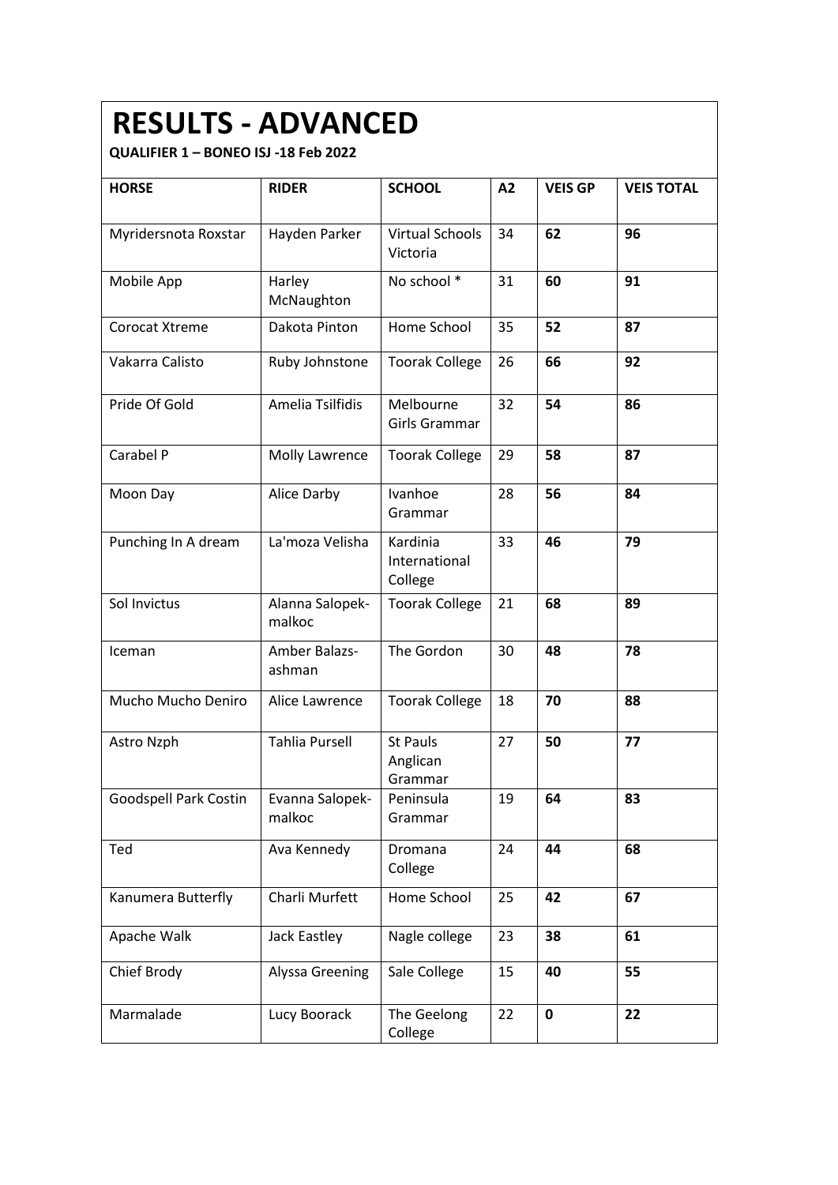# RESULTS - ADVANCED

**QUALIFIER 1 – BONEO ISJ -18 Feb 2022**

| HORSE | RIDER | SCHOOL | A2 | VEIS GP | VEIS TOTAL |
|---|---|---|---|---|---|
| Myridersnota Roxstar | Hayden Parker | Virtual Schools Victoria | 34 | **62** | **96** |
| Mobile App | Harley McNaughton | No school * | 31 | **60** | **91** |
| Corocat Xtreme | Dakota Pinton | Home School | 35 | **52** | **87** |
| Vakarra Calisto | Ruby Johnstone | Toorak College | 26 | **66** | **92** |
| Pride Of Gold | Amelia Tsilfidis | Melbourne Girls Grammar | 32 | **54** | **86** |
| Carabel P | Molly Lawrence | Toorak College | 29 | **58** | **87** |
| Moon Day | Alice Darby | Ivanhoe Grammar | 28 | **56** | **84** |
| Punching In A dream | La'moza Velisha | Kardinia International College | 33 | **46** | **79** |
| Sol Invictus | Alanna Salopek-malkoc | Toorak College | 21 | **68** | **89** |
| Iceman | Amber Balazs-ashman | The Gordon | 30 | **48** | **78** |
| Mucho Mucho Deniro | Alice Lawrence | Toorak College | 18 | **70** | **88** |
| Astro Nzph | Tahlia Pursell | St Pauls Anglican Grammar | 27 | **50** | **77** |
| Goodspell Park Costin | Evanna Salopek-malkoc | Peninsula Grammar | 19 | **64** | **83** |
| Ted | Ava Kennedy | Dromana College | 24 | **44** | **68** |
| Kanumera Butterfly | Charli Murfett | Home School | 25 | **42** | **67** |
| Apache Walk | Jack Eastley | Nagle college | 23 | **38** | **61** |
| Chief Brody | Alyssa Greening | Sale College | 15 | **40** | **55** |
| Marmalade | Lucy Boorack | The Geelong College | 22 | **0** | **22** |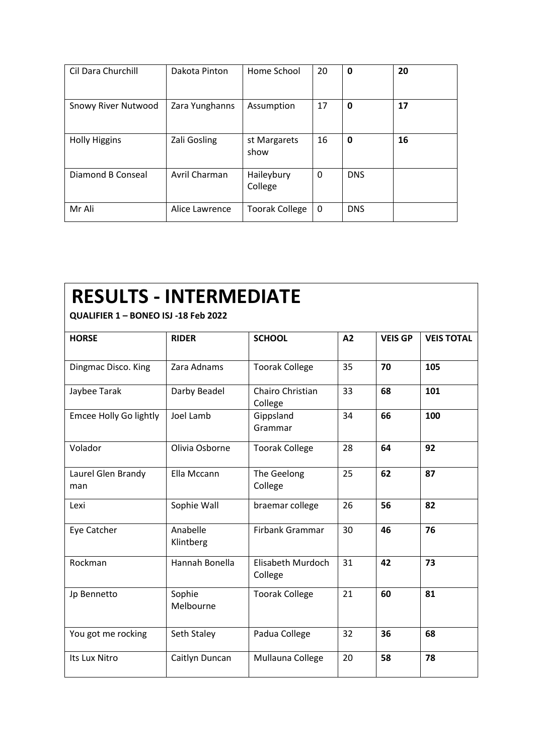| | | | | | |
|---|---|---|---|---|---|
| Cil Dara Churchill | Dakota Pinton | Home School | 20 | **0** | **20** |
| Snowy River Nutwood | Zara Yunghanns | Assumption | 17 | **0** | **17** |
| Holly Higgins | Zali Gosling | st Margarets show | 16 | **0** | **16** |
| Diamond B Conseal | Avril Charman | Haileybury College | 0 | DNS | |
| Mr Ali | Alice Lawrence | Toorak College | 0 | DNS | |

# RESULTS - INTERMEDIATE

**QUALIFIER 1 – BONEO ISJ -18 Feb 2022**

| **HORSE** | **RIDER** | **SCHOOL** | **A2** | **VEIS GP** | **VEIS TOTAL** |
|---|---|---|---|---|---|
| Dingmac Disco. King | Zara Adnams | Toorak College | 35 | **70** | **105** |
| Jaybee Tarak | Darby Beadel | Chairo Christian College | 33 | **68** | **101** |
| Emcee Holly Go lightly | Joel Lamb | Gippsland Grammar | 34 | **66** | **100** |
| Volador | Olivia Osborne | Toorak College | 28 | **64** | **92** |
| Laurel Glen Brandy man | Ella Mccann | The Geelong College | 25 | **62** | **87** |
| Lexi | Sophie Wall | braemar college | 26 | **56** | **82** |
| Eye Catcher | Anabelle Klintberg | Firbank Grammar | 30 | **46** | **76** |
| Rockman | Hannah Bonella | Elisabeth Murdoch College | 31 | **42** | **73** |
| Jp Bennetto | Sophie Melbourne | Toorak College | 21 | **60** | **81** |
| You got me rocking | Seth Staley | Padua College | 32 | **36** | **68** |
| Its Lux Nitro | Caitlyn Duncan | Mullauna College | 20 | **58** | **78** |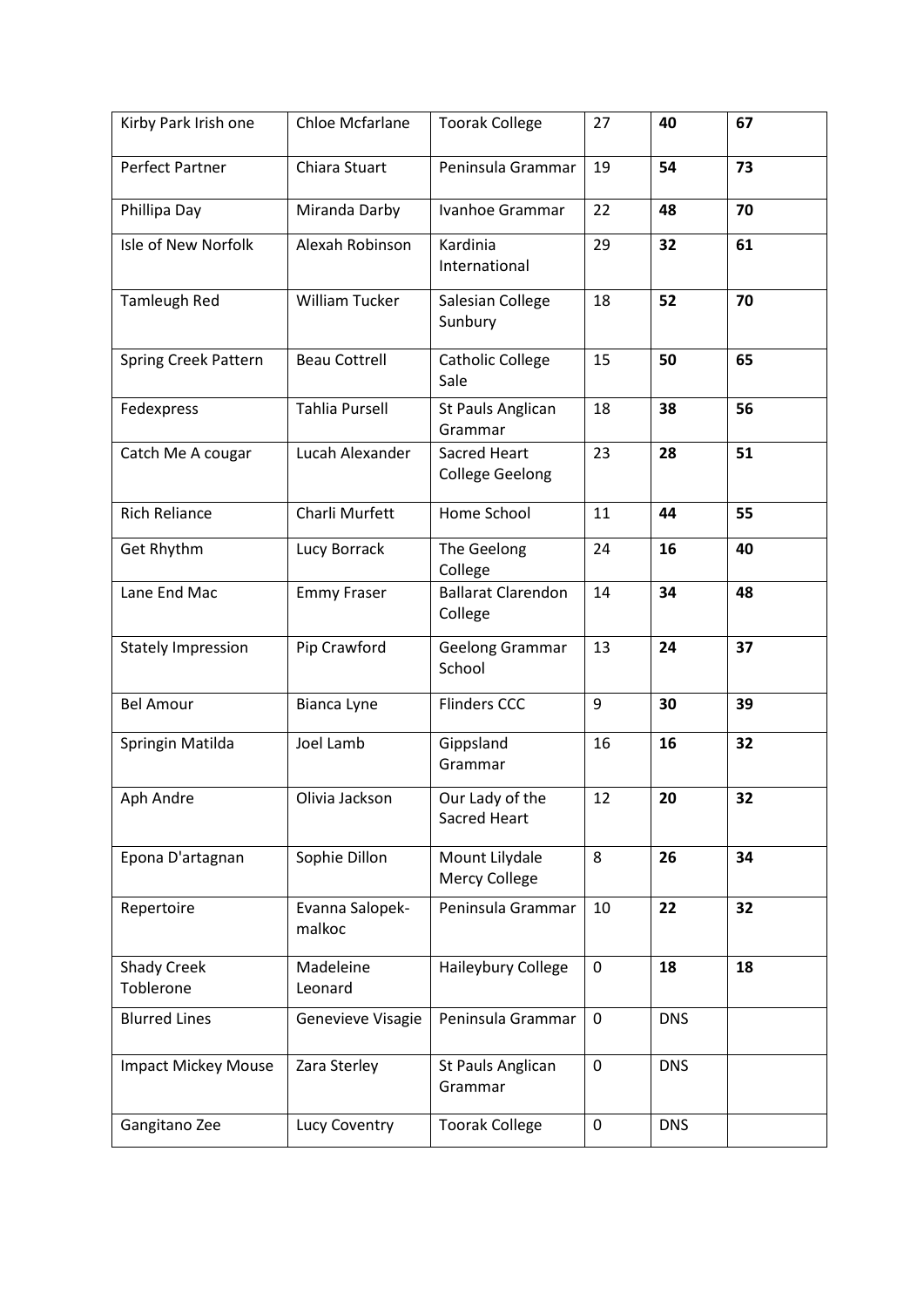| Kirby Park Irish one | Chloe Mcfarlane | Toorak College | 27 | **40** | **67** |
|---|---|---|---|---|---|
| Perfect Partner | Chiara Stuart | Peninsula Grammar | 19 | **54** | **73** |
| Phillipa Day | Miranda Darby | Ivanhoe Grammar | 22 | **48** | **70** |
| Isle of New Norfolk | Alexah Robinson | Kardinia International | 29 | **32** | **61** |
| Tamleugh Red | William Tucker | Salesian College Sunbury | 18 | **52** | **70** |
| Spring Creek Pattern | Beau Cottrell | Catholic College Sale | 15 | **50** | **65** |
| Fedexpress | Tahlia Pursell | St Pauls Anglican Grammar | 18 | **38** | **56** |
| Catch Me A cougar | Lucah Alexander | Sacred Heart College Geelong | 23 | **28** | **51** |
| Rich Reliance | Charli Murfett | Home School | 11 | **44** | **55** |
| Get Rhythm | Lucy Borrack | The Geelong College | 24 | **16** | **40** |
| Lane End Mac | Emmy Fraser | Ballarat Clarendon College | 14 | **34** | **48** |
| Stately Impression | Pip Crawford | Geelong Grammar School | 13 | **24** | **37** |
| Bel Amour | Bianca Lyne | Flinders CCC | 9 | **30** | **39** |
| Springin Matilda | Joel Lamb | Gippsland Grammar | 16 | **16** | **32** |
| Aph Andre | Olivia Jackson | Our Lady of the Sacred Heart | 12 | **20** | **32** |
| Epona D'artagnan | Sophie Dillon | Mount Lilydale Mercy College | 8 | **26** | **34** |
| Repertoire | Evanna Salopek-malkoc | Peninsula Grammar | 10 | **22** | **32** |
| Shady Creek Toblerone | Madeleine Leonard | Haileybury College | 0 | **18** | **18** |
| Blurred Lines | Genevieve Visagie | Peninsula Grammar | 0 | DNS | |
| Impact Mickey Mouse | Zara Sterley | St Pauls Anglican Grammar | 0 | DNS | |
| Gangitano Zee | Lucy Coventry | Toorak College | 0 | DNS | |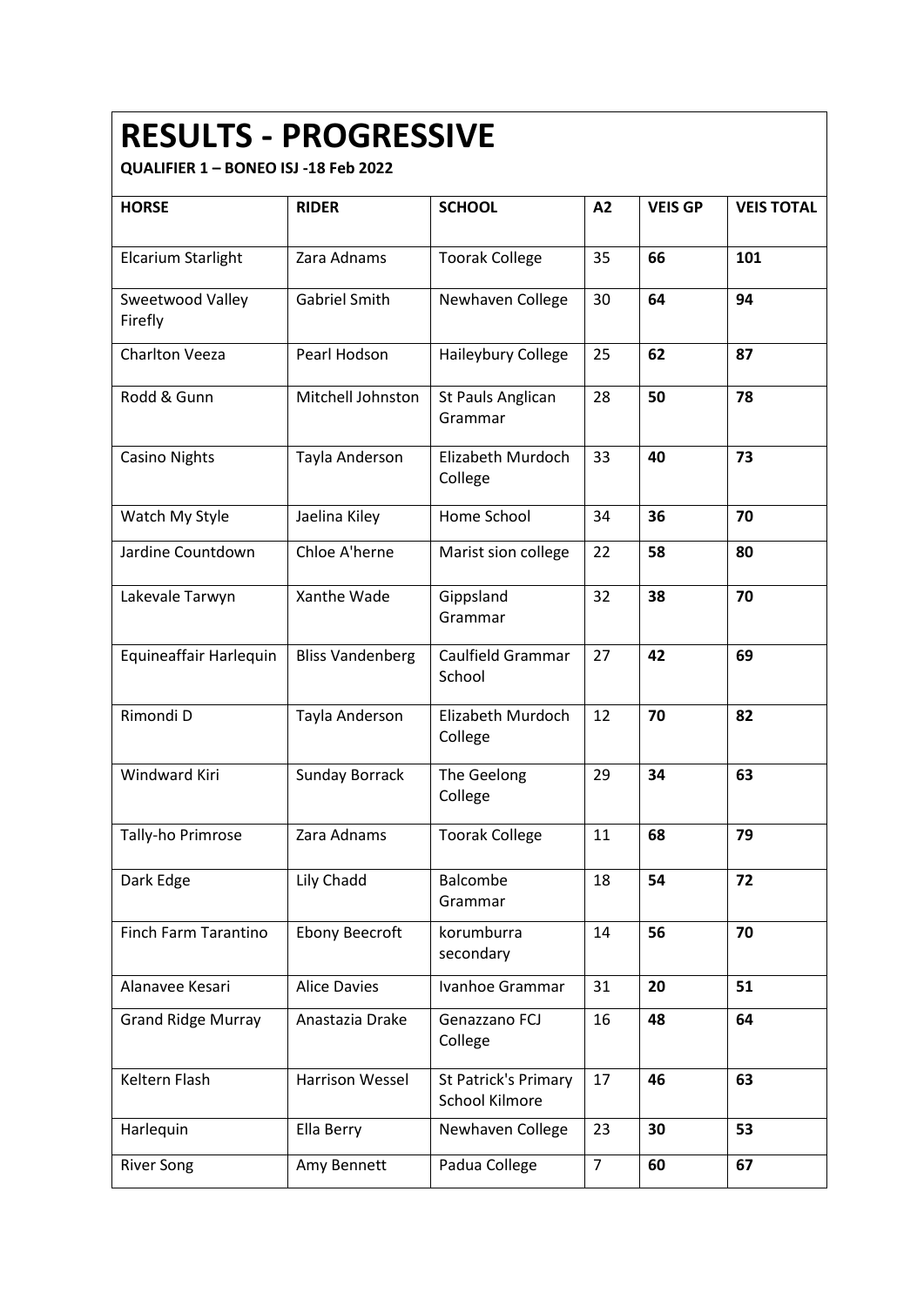# RESULTS - PROGRESSIVE

**QUALIFIER 1 – BONEO ISJ -18 Feb 2022**

| HORSE | RIDER | SCHOOL | A2 | VEIS GP | VEIS TOTAL |
|---|---|---|---|---|---|
| Elcarium Starlight | Zara Adnams | Toorak College | 35 | **66** | **101** |
| Sweetwood Valley Firefly | Gabriel Smith | Newhaven College | 30 | **64** | **94** |
| Charlton Veeza | Pearl Hodson | Haileybury College | 25 | **62** | **87** |
| Rodd & Gunn | Mitchell Johnston | St Pauls Anglican Grammar | 28 | **50** | **78** |
| Casino Nights | Tayla Anderson | Elizabeth Murdoch College | 33 | **40** | **73** |
| Watch My Style | Jaelina Kiley | Home School | 34 | **36** | **70** |
| Jardine Countdown | Chloe A'herne | Marist sion college | 22 | **58** | **80** |
| Lakevale Tarwyn | Xanthe Wade | Gippsland Grammar | 32 | **38** | **70** |
| Equineaffair Harlequin | Bliss Vandenberg | Caulfield Grammar School | 27 | **42** | **69** |
| Rimondi D | Tayla Anderson | Elizabeth Murdoch College | 12 | **70** | **82** |
| Windward Kiri | Sunday Borrack | The Geelong College | 29 | **34** | **63** |
| Tally-ho Primrose | Zara Adnams | Toorak College | 11 | **68** | **79** |
| Dark Edge | Lily Chadd | Balcombe Grammar | 18 | **54** | **72** |
| Finch Farm Tarantino | Ebony Beecroft | korumburra secondary | 14 | **56** | **70** |
| Alanavee Kesari | Alice Davies | Ivanhoe Grammar | 31 | **20** | **51** |
| Grand Ridge Murray | Anastazia Drake | Genazzano FCJ College | 16 | **48** | **64** |
| Keltern Flash | Harrison Wessel | St Patrick's Primary School Kilmore | 17 | **46** | **63** |
| Harlequin | Ella Berry | Newhaven College | 23 | **30** | **53** |
| River Song | Amy Bennett | Padua College | 7 | **60** | **67** |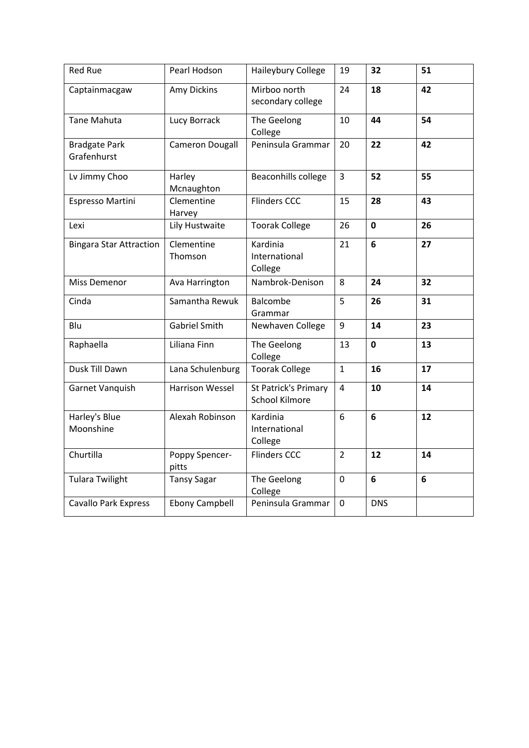| Red Rue | Pearl Hodson | Haileybury College | 19 | **32** | **51** |
|---|---|---|---|---|---|
| Captainmacgaw | Amy Dickins | Mirboo north secondary college | 24 | **18** | **42** |
| Tane Mahuta | Lucy Borrack | The Geelong College | 10 | **44** | **54** |
| Bradgate Park Grafenhurst | Cameron Dougall | Peninsula Grammar | 20 | **22** | **42** |
| Lv Jimmy Choo | Harley Mcnaughton | Beaconhills college | 3 | **52** | **55** |
| Espresso Martini | Clementine Harvey | Flinders CCC | 15 | **28** | **43** |
| Lexi | Lily Hustwaite | Toorak College | 26 | **0** | **26** |
| Bingara Star Attraction | Clementine Thomson | Kardinia International College | 21 | **6** | **27** |
| Miss Demenor | Ava Harrington | Nambrok-Denison | 8 | **24** | **32** |
| Cinda | Samantha Rewuk | Balcombe Grammar | 5 | **26** | **31** |
| Blu | Gabriel Smith | Newhaven College | 9 | **14** | **23** |
| Raphaella | Liliana Finn | The Geelong College | 13 | **0** | **13** |
| Dusk Till Dawn | Lana Schulenburg | Toorak College | 1 | **16** | **17** |
| Garnet Vanquish | Harrison Wessel | St Patrick's Primary School Kilmore | 4 | **10** | **14** |
| Harley's Blue Moonshine | Alexah Robinson | Kardinia International College | 6 | **6** | **12** |
| Churtilla | Poppy Spencer-pitts | Flinders CCC | 2 | **12** | **14** |
| Tulara Twilight | Tansy Sagar | The Geelong College | 0 | **6** | **6** |
| Cavallo Park Express | Ebony Campbell | Peninsula Grammar | 0 | DNS | |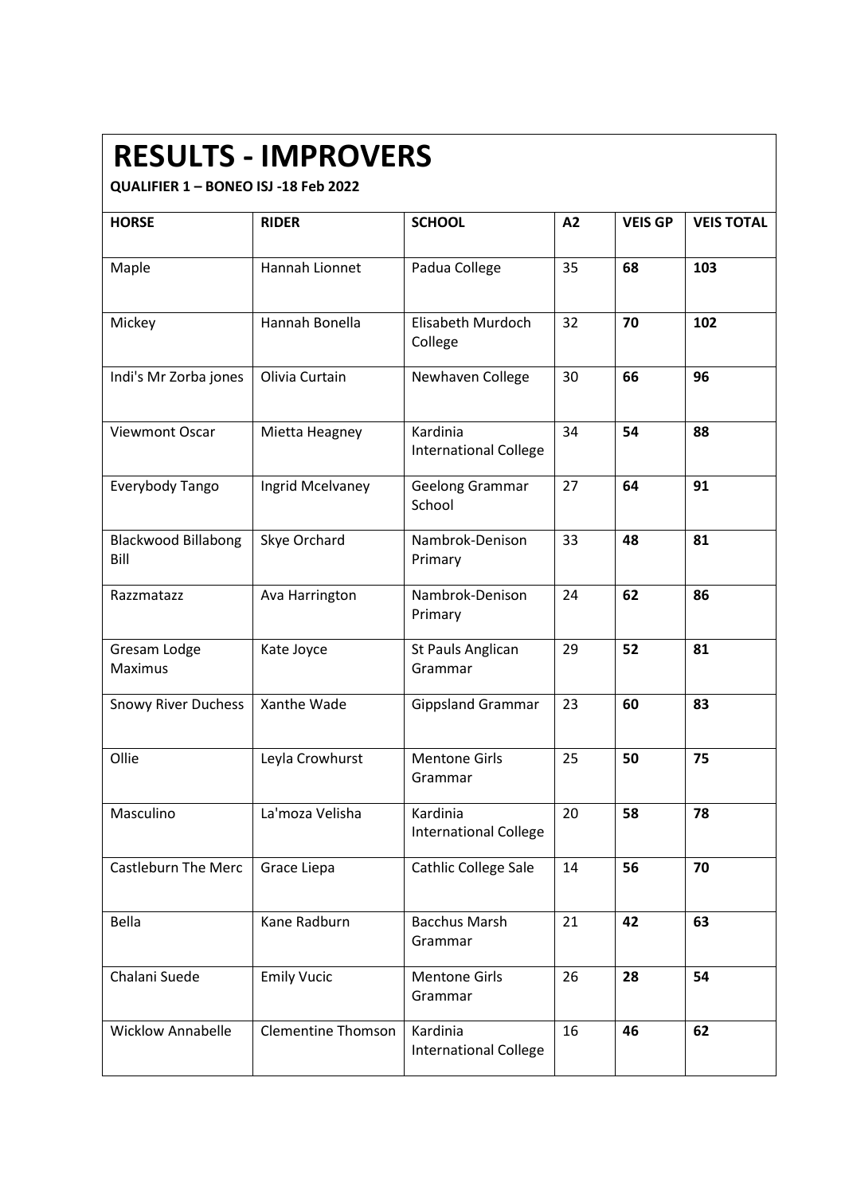# RESULTS - IMPROVERS

**QUALIFIER 1 – BONEO ISJ -18 Feb 2022**

| HORSE | RIDER | SCHOOL | A2 | VEIS GP | VEIS TOTAL |
|---|---|---|---|---|---|
| Maple | Hannah Lionnet | Padua College | 35 | **68** | **103** |
| Mickey | Hannah Bonella | Elisabeth Murdoch College | 32 | **70** | **102** |
| Indi's Mr Zorba jones | Olivia Curtain | Newhaven College | 30 | **66** | **96** |
| Viewmont Oscar | Mietta Heagney | Kardinia International College | 34 | **54** | **88** |
| Everybody Tango | Ingrid Mcelvaney | Geelong Grammar School | 27 | **64** | **91** |
| Blackwood Billabong Bill | Skye Orchard | Nambrok-Denison Primary | 33 | **48** | **81** |
| Razzmatazz | Ava Harrington | Nambrok-Denison Primary | 24 | **62** | **86** |
| Gresam Lodge Maximus | Kate Joyce | St Pauls Anglican Grammar | 29 | **52** | **81** |
| Snowy River Duchess | Xanthe Wade | Gippsland Grammar | 23 | **60** | **83** |
| Ollie | Leyla Crowhurst | Mentone Girls Grammar | 25 | **50** | **75** |
| Masculino | La'moza Velisha | Kardinia International College | 20 | **58** | **78** |
| Castleburn The Merc | Grace Liepa | Cathlic College Sale | 14 | **56** | **70** |
| Bella | Kane Radburn | Bacchus Marsh Grammar | 21 | **42** | **63** |
| Chalani Suede | Emily Vucic | Mentone Girls Grammar | 26 | **28** | **54** |
| Wicklow Annabelle | Clementine Thomson | Kardinia International College | 16 | **46** | **62** |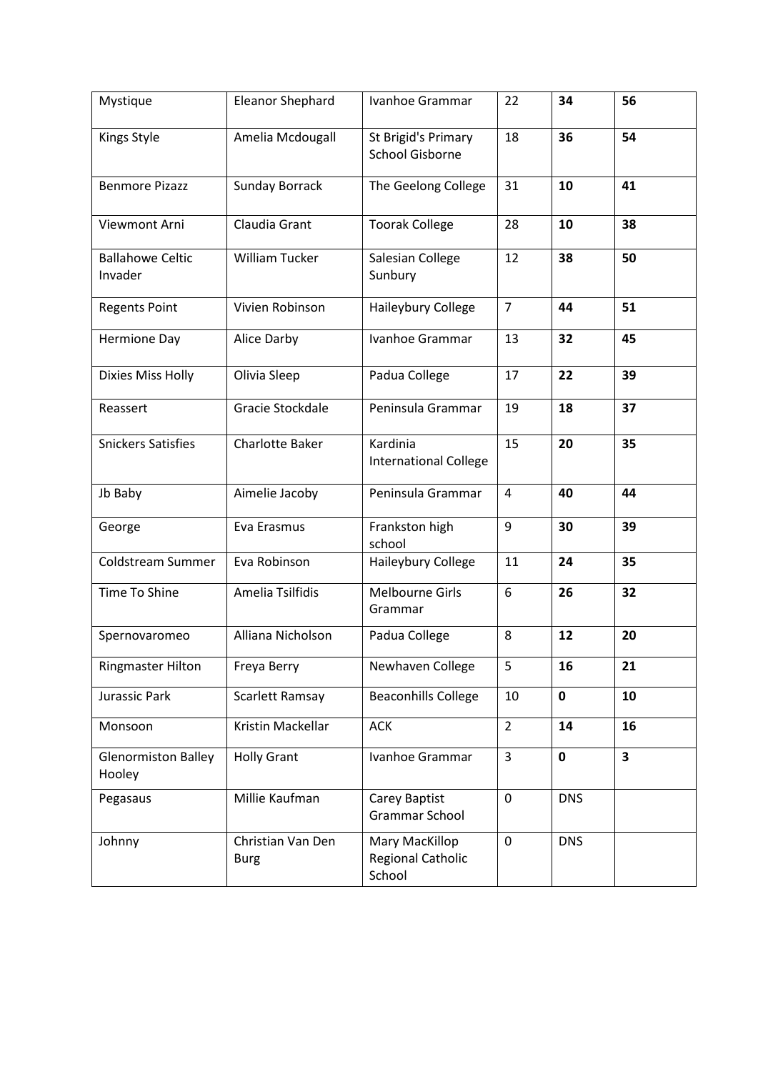| Mystique | Eleanor Shephard | Ivanhoe Grammar | 22 | **34** | **56** |
|---|---|---|---|---|---|
| Kings Style | Amelia Mcdougall | St Brigid's Primary School Gisborne | 18 | **36** | **54** |
| Benmore Pizazz | Sunday Borrack | The Geelong College | 31 | **10** | **41** |
| Viewmont Arni | Claudia Grant | Toorak College | 28 | **10** | **38** |
| Ballahowe Celtic Invader | William Tucker | Salesian College Sunbury | 12 | **38** | **50** |
| Regents Point | Vivien Robinson | Haileybury College | 7 | **44** | **51** |
| Hermione Day | Alice Darby | Ivanhoe Grammar | 13 | **32** | **45** |
| Dixies Miss Holly | Olivia Sleep | Padua College | 17 | **22** | **39** |
| Reassert | Gracie Stockdale | Peninsula Grammar | 19 | **18** | **37** |
| Snickers Satisfies | Charlotte Baker | Kardinia International College | 15 | **20** | **35** |
| Jb Baby | Aimelie Jacoby | Peninsula Grammar | 4 | **40** | **44** |
| George | Eva Erasmus | Frankston high school | 9 | **30** | **39** |
| Coldstream Summer | Eva Robinson | Haileybury College | 11 | **24** | **35** |
| Time To Shine | Amelia Tsilfidis | Melbourne Girls Grammar | 6 | **26** | **32** |
| Spernovaromeo | Alliana Nicholson | Padua College | 8 | **12** | **20** |
| Ringmaster Hilton | Freya Berry | Newhaven College | 5 | **16** | **21** |
| Jurassic Park | Scarlett Ramsay | Beaconhills College | 10 | **0** | **10** |
| Monsoon | Kristin Mackellar | ACK | 2 | **14** | **16** |
| Glenormiston Balley Hooley | Holly Grant | Ivanhoe Grammar | 3 | **0** | **3** |
| Pegasaus | Millie Kaufman | Carey Baptist Grammar School | 0 | DNS | |
| Johnny | Christian Van Den Burg | Mary MacKillop Regional Catholic School | 0 | DNS | |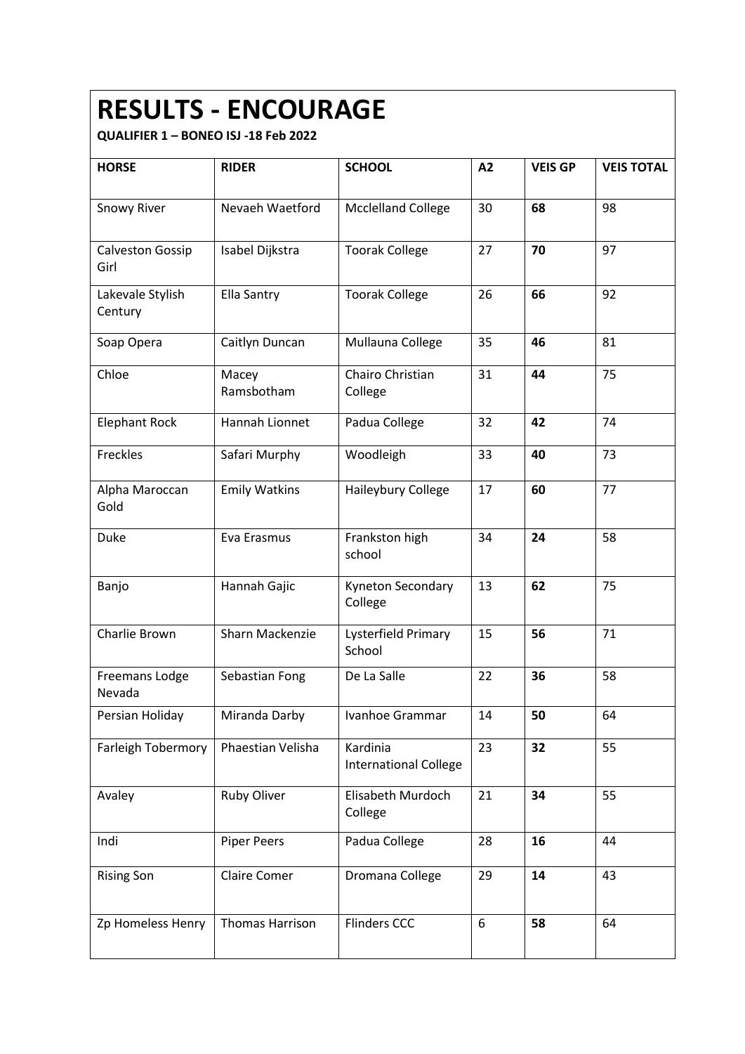# RESULTS - ENCOURAGE

**QUALIFIER 1 – BONEO ISJ -18 Feb 2022**

| HORSE | RIDER | SCHOOL | A2 | VEIS GP | VEIS TOTAL |
|---|---|---|---|---|---|
| Snowy River | Nevaeh Waetford | Mcclelland College | 30 | **68** | 98 |
| Calveston Gossip Girl | Isabel Dijkstra | Toorak College | 27 | **70** | 97 |
| Lakevale Stylish Century | Ella Santry | Toorak College | 26 | **66** | 92 |
| Soap Opera | Caitlyn Duncan | Mullauna College | 35 | **46** | 81 |
| Chloe | Macey Ramsbotham | Chairo Christian College | 31 | **44** | 75 |
| Elephant Rock | Hannah Lionnet | Padua College | 32 | **42** | 74 |
| Freckles | Safari Murphy | Woodleigh | 33 | **40** | 73 |
| Alpha Maroccan Gold | Emily Watkins | Haileybury College | 17 | **60** | 77 |
| Duke | Eva Erasmus | Frankston high school | 34 | **24** | 58 |
| Banjo | Hannah Gajic | Kyneton Secondary College | 13 | **62** | 75 |
| Charlie Brown | Sharn Mackenzie | Lysterfield Primary School | 15 | **56** | 71 |
| Freemans Lodge Nevada | Sebastian Fong | De La Salle | 22 | **36** | 58 |
| Persian Holiday | Miranda Darby | Ivanhoe Grammar | 14 | **50** | 64 |
| Farleigh Tobermory | Phaestian Velisha | Kardinia International College | 23 | **32** | 55 |
| Avaley | Ruby Oliver | Elisabeth Murdoch College | 21 | **34** | 55 |
| Indi | Piper Peers | Padua College | 28 | **16** | 44 |
| Rising Son | Claire Comer | Dromana College | 29 | **14** | 43 |
| Zp Homeless Henry | Thomas Harrison | Flinders CCC | 6 | **58** | 64 |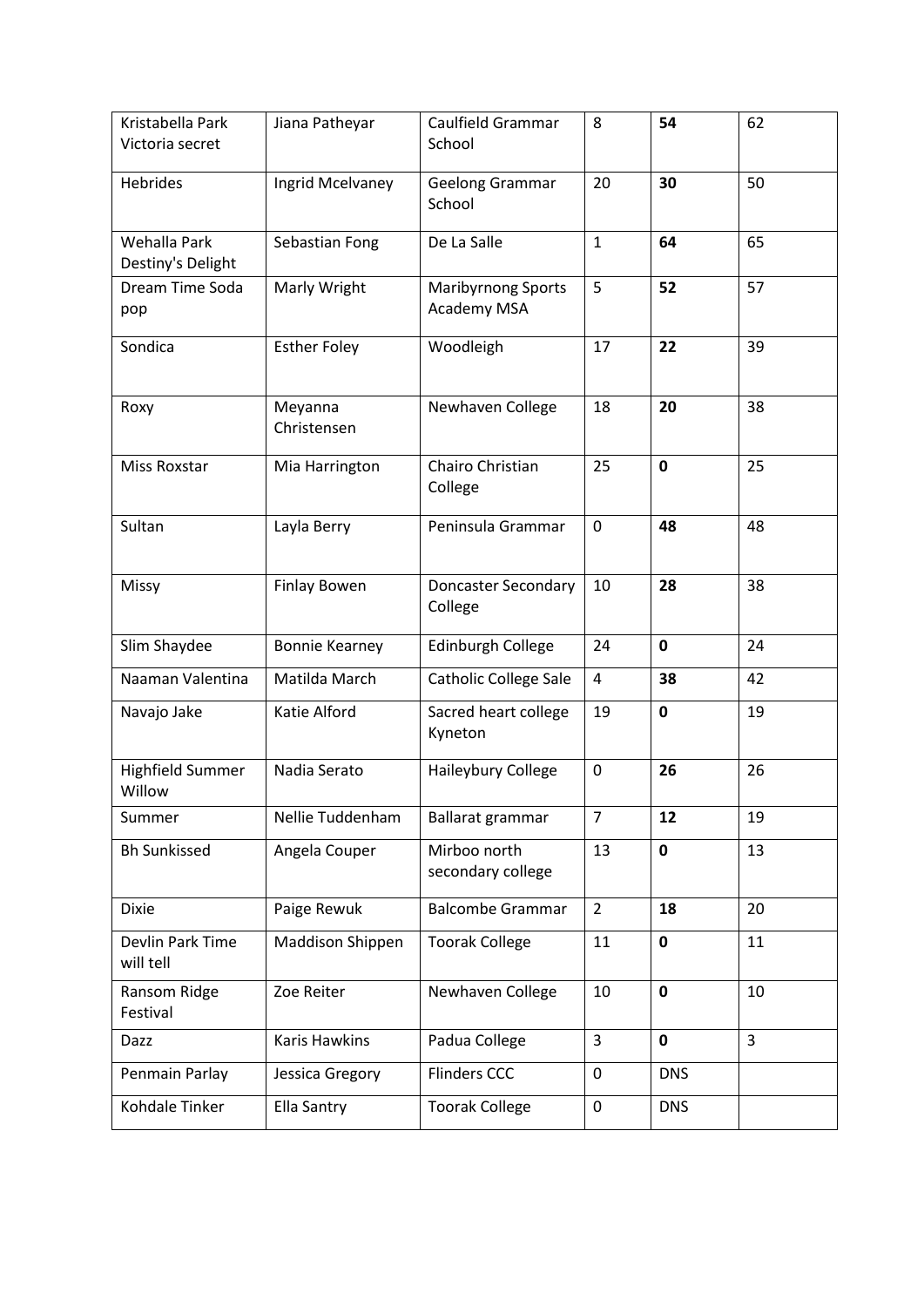| Kristabella Park Victoria secret | Jiana Patheyar | Caulfield Grammar School | 8 | **54** | 62 |
|---|---|---|---|---|---|
| Hebrides | Ingrid Mcelvaney | Geelong Grammar School | 20 | **30** | 50 |
| Wehalla Park Destiny's Delight | Sebastian Fong | De La Salle | 1 | **64** | 65 |
| Dream Time Soda pop | Marly Wright | Maribyrnong Sports Academy MSA | 5 | **52** | 57 |
| Sondica | Esther Foley | Woodleigh | 17 | **22** | 39 |
| Roxy | Meyanna Christensen | Newhaven College | 18 | **20** | 38 |
| Miss Roxstar | Mia Harrington | Chairo Christian College | 25 | **0** | 25 |
| Sultan | Layla Berry | Peninsula Grammar | 0 | **48** | 48 |
| Missy | Finlay Bowen | Doncaster Secondary College | 10 | **28** | 38 |
| Slim Shaydee | Bonnie Kearney | Edinburgh College | 24 | **0** | 24 |
| Naaman Valentina | Matilda March | Catholic College Sale | 4 | **38** | 42 |
| Navajo Jake | Katie Alford | Sacred heart college Kyneton | 19 | **0** | 19 |
| Highfield Summer Willow | Nadia Serato | Haileybury College | 0 | **26** | 26 |
| Summer | Nellie Tuddenham | Ballarat grammar | 7 | **12** | 19 |
| Bh Sunkissed | Angela Couper | Mirboo north secondary college | 13 | **0** | 13 |
| Dixie | Paige Rewuk | Balcombe Grammar | 2 | **18** | 20 |
| Devlin Park Time will tell | Maddison Shippen | Toorak College | 11 | **0** | 11 |
| Ransom Ridge Festival | Zoe Reiter | Newhaven College | 10 | **0** | 10 |
| Dazz | Karis Hawkins | Padua College | 3 | **0** | 3 |
| Penmain Parlay | Jessica Gregory | Flinders CCC | 0 | DNS | |
| Kohdale Tinker | Ella Santry | Toorak College | 0 | DNS | |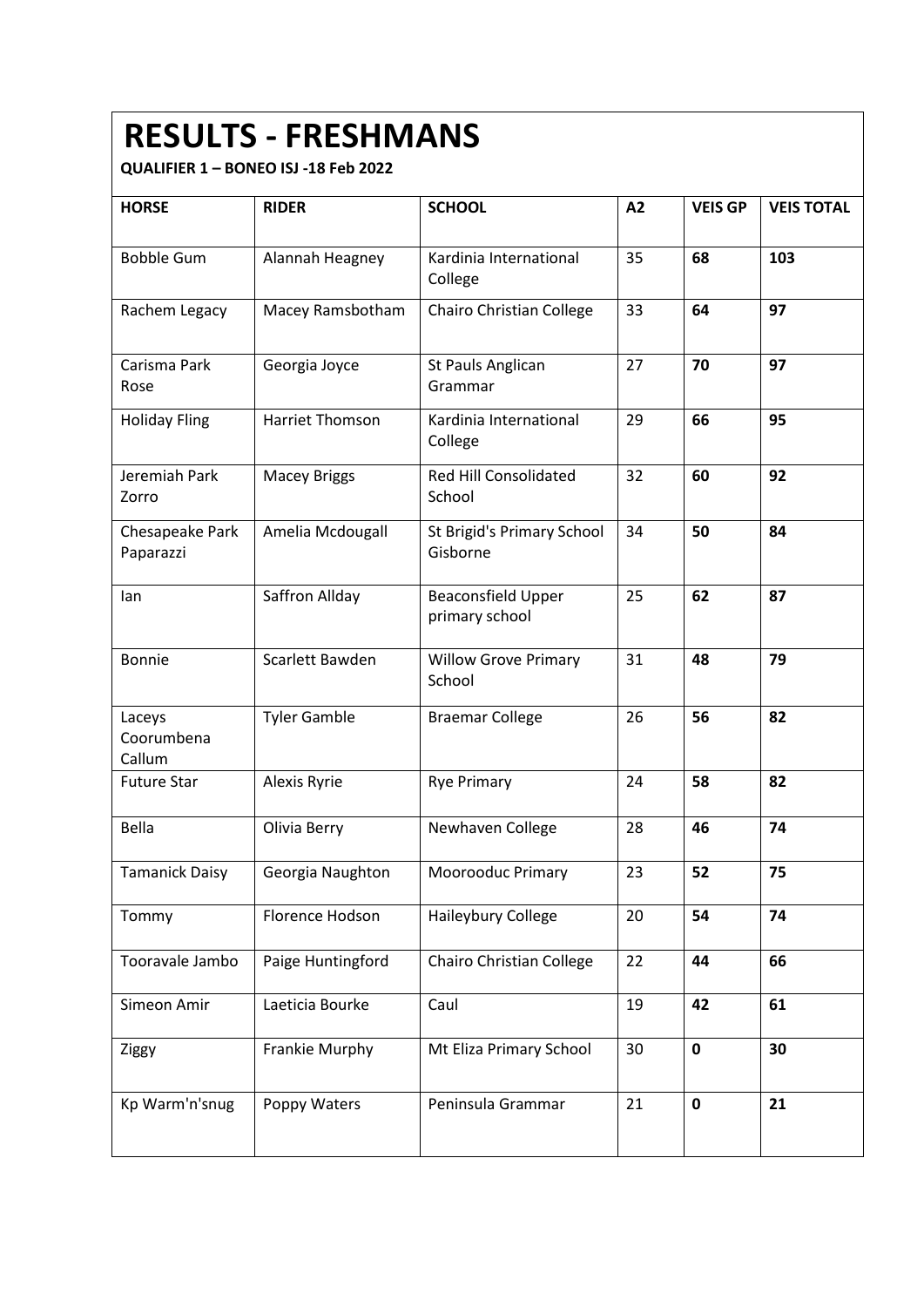# RESULTS - FRESHMANS

**QUALIFIER 1 – BONEO ISJ -18 Feb 2022**

| HORSE | RIDER | SCHOOL | A2 | VEIS GP | VEIS TOTAL |
|---|---|---|---|---|---|
| Bobble Gum | Alannah Heagney | Kardinia International College | 35 | **68** | **103** |
| Rachem Legacy | Macey Ramsbotham | Chairo Christian College | 33 | **64** | **97** |
| Carisma Park Rose | Georgia Joyce | St Pauls Anglican Grammar | 27 | **70** | **97** |
| Holiday Fling | Harriet Thomson | Kardinia International College | 29 | **66** | **95** |
| Jeremiah Park Zorro | Macey Briggs | Red Hill Consolidated School | 32 | **60** | **92** |
| Chesapeake Park Paparazzi | Amelia Mcdougall | St Brigid's Primary School Gisborne | 34 | **50** | **84** |
| Ian | Saffron Allday | Beaconsfield Upper primary school | 25 | **62** | **87** |
| Bonnie | Scarlett Bawden | Willow Grove Primary School | 31 | **48** | **79** |
| Laceys Coorumbena Callum | Tyler Gamble | Braemar College | 26 | **56** | **82** |
| Future Star | Alexis Ryrie | Rye Primary | 24 | **58** | **82** |
| Bella | Olivia Berry | Newhaven College | 28 | **46** | **74** |
| Tamanick Daisy | Georgia Naughton | Moorooduc Primary | 23 | **52** | **75** |
| Tommy | Florence Hodson | Haileybury College | 20 | **54** | **74** |
| Tooravale Jambo | Paige Huntingford | Chairo Christian College | 22 | **44** | **66** |
| Simeon Amir | Laeticia Bourke | Caul | 19 | **42** | **61** |
| Ziggy | Frankie Murphy | Mt Eliza Primary School | 30 | **0** | **30** |
| Kp Warm'n'snug | Poppy Waters | Peninsula Grammar | 21 | **0** | **21** |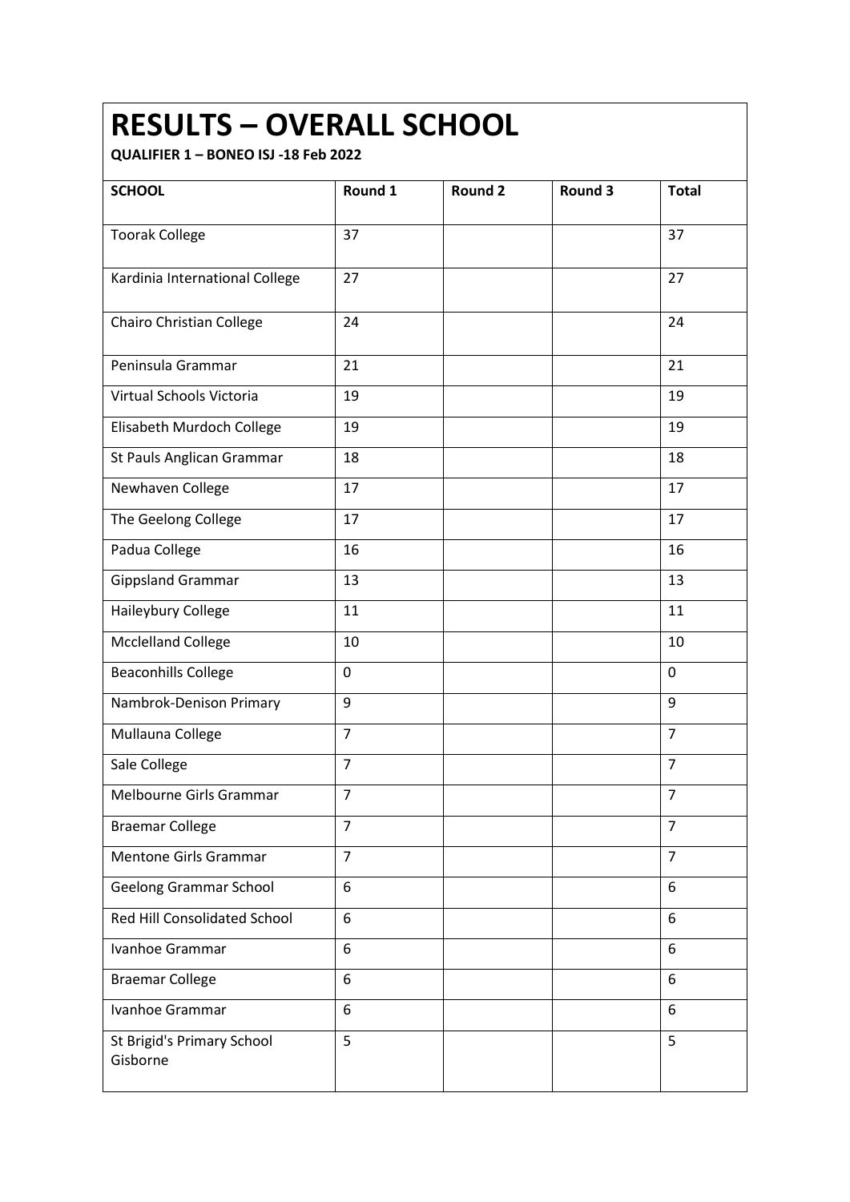# RESULTS – OVERALL SCHOOL

**QUALIFIER 1 – BONEO ISJ -18 Feb 2022**

| SCHOOL | Round 1 | Round 2 | Round 3 | Total |
|---|---|---|---|---|
| Toorak College | 37 | | | 37 |
| Kardinia International College | 27 | | | 27 |
| Chairo Christian College | 24 | | | 24 |
| Peninsula Grammar | 21 | | | 21 |
| Virtual Schools Victoria | 19 | | | 19 |
| Elisabeth Murdoch College | 19 | | | 19 |
| St Pauls Anglican Grammar | 18 | | | 18 |
| Newhaven College | 17 | | | 17 |
| The Geelong College | 17 | | | 17 |
| Padua College | 16 | | | 16 |
| Gippsland Grammar | 13 | | | 13 |
| Haileybury College | 11 | | | 11 |
| Mcclelland College | 10 | | | 10 |
| Beaconhills College | 0 | | | 0 |
| Nambrok-Denison Primary | 9 | | | 9 |
| Mullauna College | 7 | | | 7 |
| Sale College | 7 | | | 7 |
| Melbourne Girls Grammar | 7 | | | 7 |
| Braemar College | 7 | | | 7 |
| Mentone Girls Grammar | 7 | | | 7 |
| Geelong Grammar School | 6 | | | 6 |
| Red Hill Consolidated School | 6 | | | 6 |
| Ivanhoe Grammar | 6 | | | 6 |
| Braemar College | 6 | | | 6 |
| Ivanhoe Grammar | 6 | | | 6 |
| St Brigid's Primary School Gisborne | 5 | | | 5 |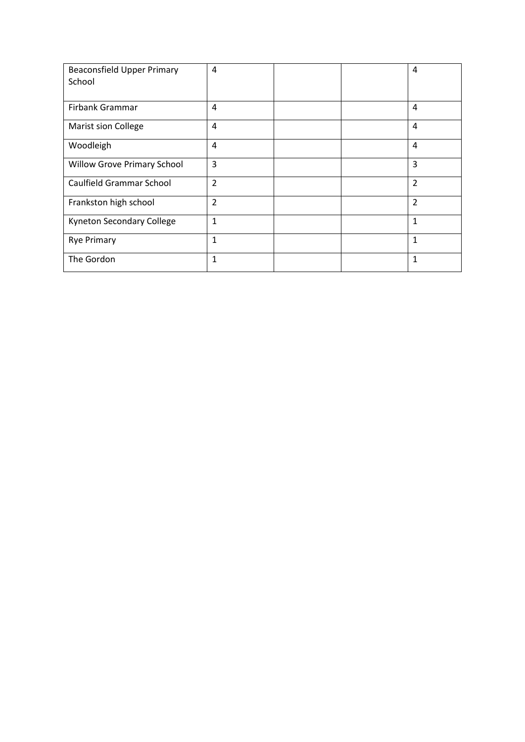| | | | | |
|---|---|---|---|---|
| Beaconsfield Upper Primary School | 4 | | | 4 |
| Firbank Grammar | 4 | | | 4 |
| Marist sion College | 4 | | | 4 |
| Woodleigh | 4 | | | 4 |
| Willow Grove Primary School | 3 | | | 3 |
| Caulfield Grammar School | 2 | | | 2 |
| Frankston high school | 2 | | | 2 |
| Kyneton Secondary College | 1 | | | 1 |
| Rye Primary | 1 | | | 1 |
| The Gordon | 1 | | | 1 |